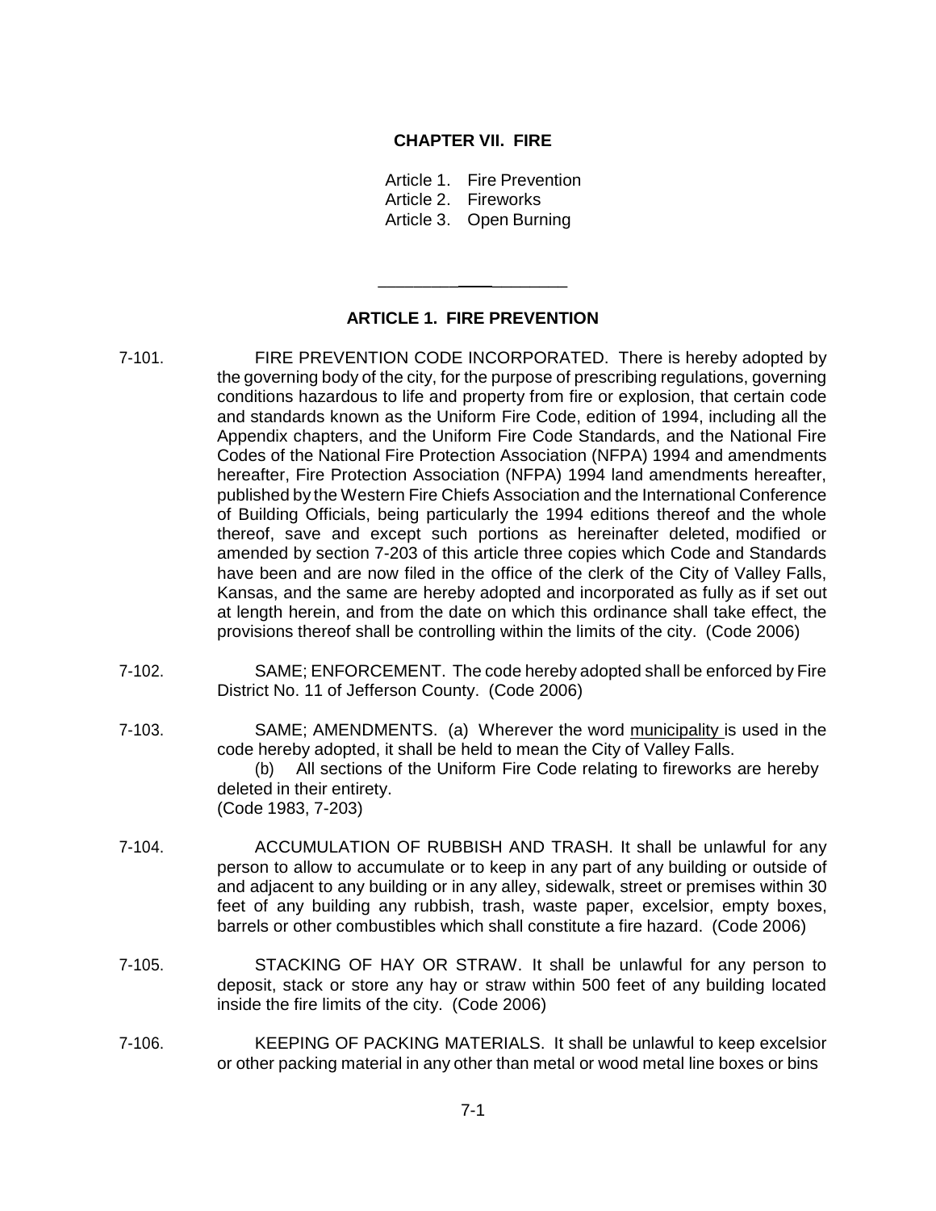# CHAPTER VII. FIRE

Article 1. Fire Prevention
Article 2. Fireworks
Article 3. Open Burning

---

## ARTICLE 1. FIRE PREVENTION

7-101. FIRE PREVENTION CODE INCORPORATED. There is hereby adopted by the governing body of the city, for the purpose of prescribing regulations, governing conditions hazardous to life and property from fire or explosion, that certain code and standards known as the Uniform Fire Code, edition of 1994, including all the Appendix chapters, and the Uniform Fire Code Standards, and the National Fire Codes of the National Fire Protection Association (NFPA) 1994 and amendments hereafter, Fire Protection Association (NFPA) 1994 land amendments hereafter, published by the Western Fire Chiefs Association and the International Conference of Building Officials, being particularly the 1994 editions thereof and the whole thereof, save and except such portions as hereinafter deleted, modified or amended by section 7-203 of this article three copies which Code and Standards have been and are now filed in the office of the clerk of the City of Valley Falls, Kansas, and the same are hereby adopted and incorporated as fully as if set out at length herein, and from the date on which this ordinance shall take effect, the provisions thereof shall be controlling within the limits of the city. (Code 2006)

7-102. SAME; ENFORCEMENT. The code hereby adopted shall be enforced by Fire District No. 11 of Jefferson County. (Code 2006)

7-103. SAME; AMENDMENTS. (a) Wherever the word municipality is used in the code hereby adopted, it shall be held to mean the City of Valley Falls.

(b) All sections of the Uniform Fire Code relating to fireworks are hereby deleted in their entirety.

(Code 1983, 7-203)

7-104. ACCUMULATION OF RUBBISH AND TRASH. It shall be unlawful for any person to allow to accumulate or to keep in any part of any building or outside of and adjacent to any building or in any alley, sidewalk, street or premises within 30 feet of any building any rubbish, trash, waste paper, excelsior, empty boxes, barrels or other combustibles which shall constitute a fire hazard. (Code 2006)

7-105. STACKING OF HAY OR STRAW. It shall be unlawful for any person to deposit, stack or store any hay or straw within 500 feet of any building located inside the fire limits of the city. (Code 2006)

7-106. KEEPING OF PACKING MATERIALS. It shall be unlawful to keep excelsior or other packing material in any other than metal or wood metal line boxes or bins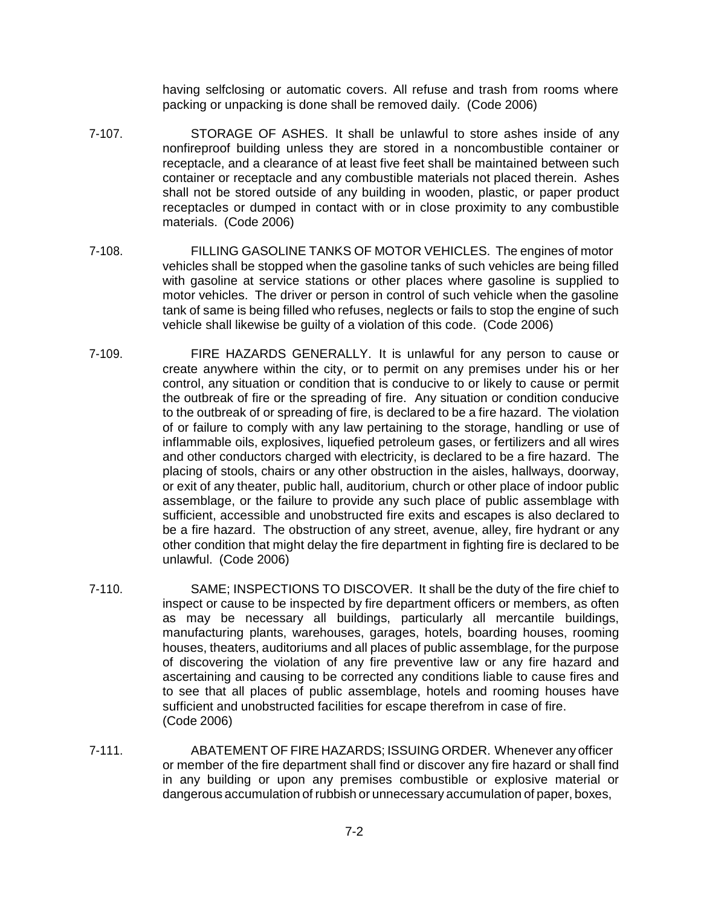having selfclosing or automatic covers. All refuse and trash from rooms where packing or unpacking is done shall be removed daily. (Code 2006)

7-107. STORAGE OF ASHES. It shall be unlawful to store ashes inside of any nonfireproof building unless they are stored in a noncombustible container or receptacle, and a clearance of at least five feet shall be maintained between such container or receptacle and any combustible materials not placed therein. Ashes shall not be stored outside of any building in wooden, plastic, or paper product receptacles or dumped in contact with or in close proximity to any combustible materials. (Code 2006)

7-108. FILLING GASOLINE TANKS OF MOTOR VEHICLES. The engines of motor vehicles shall be stopped when the gasoline tanks of such vehicles are being filled with gasoline at service stations or other places where gasoline is supplied to motor vehicles. The driver or person in control of such vehicle when the gasoline tank of same is being filled who refuses, neglects or fails to stop the engine of such vehicle shall likewise be guilty of a violation of this code. (Code 2006)

7-109. FIRE HAZARDS GENERALLY. It is unlawful for any person to cause or create anywhere within the city, or to permit on any premises under his or her control, any situation or condition that is conducive to or likely to cause or permit the outbreak of fire or the spreading of fire. Any situation or condition conducive to the outbreak of or spreading of fire, is declared to be a fire hazard. The violation of or failure to comply with any law pertaining to the storage, handling or use of inflammable oils, explosives, liquefied petroleum gases, or fertilizers and all wires and other conductors charged with electricity, is declared to be a fire hazard. The placing of stools, chairs or any other obstruction in the aisles, hallways, doorway, or exit of any theater, public hall, auditorium, church or other place of indoor public assemblage, or the failure to provide any such place of public assemblage with sufficient, accessible and unobstructed fire exits and escapes is also declared to be a fire hazard. The obstruction of any street, avenue, alley, fire hydrant or any other condition that might delay the fire department in fighting fire is declared to be unlawful. (Code 2006)

7-110. SAME; INSPECTIONS TO DISCOVER. It shall be the duty of the fire chief to inspect or cause to be inspected by fire department officers or members, as often as may be necessary all buildings, particularly all mercantile buildings, manufacturing plants, warehouses, garages, hotels, boarding houses, rooming houses, theaters, auditoriums and all places of public assemblage, for the purpose of discovering the violation of any fire preventive law or any fire hazard and ascertaining and causing to be corrected any conditions liable to cause fires and to see that all places of public assemblage, hotels and rooming houses have sufficient and unobstructed facilities for escape therefrom in case of fire. (Code 2006)

7-111. ABATEMENT OF FIRE HAZARDS; ISSUING ORDER. Whenever any officer or member of the fire department shall find or discover any fire hazard or shall find in any building or upon any premises combustible or explosive material or dangerous accumulation of rubbish or unnecessary accumulation of paper, boxes,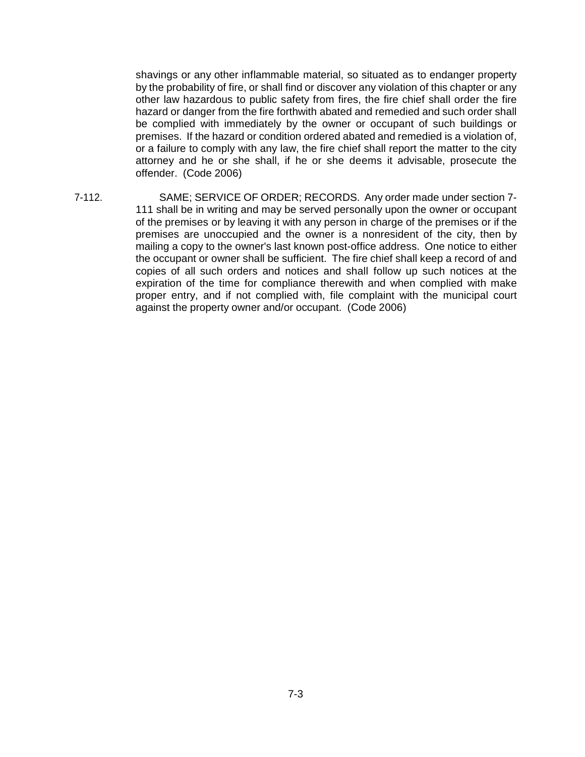shavings or any other inflammable material, so situated as to endanger property by the probability of fire, or shall find or discover any violation of this chapter or any other law hazardous to public safety from fires, the fire chief shall order the fire hazard or danger from the fire forthwith abated and remedied and such order shall be complied with immediately by the owner or occupant of such buildings or premises. If the hazard or condition ordered abated and remedied is a violation of, or a failure to comply with any law, the fire chief shall report the matter to the city attorney and he or she shall, if he or she deems it advisable, prosecute the offender. (Code 2006)

7-112. SAME; SERVICE OF ORDER; RECORDS. Any order made under section 7-111 shall be in writing and may be served personally upon the owner or occupant of the premises or by leaving it with any person in charge of the premises or if the premises are unoccupied and the owner is a nonresident of the city, then by mailing a copy to the owner's last known post-office address. One notice to either the occupant or owner shall be sufficient. The fire chief shall keep a record of and copies of all such orders and notices and shall follow up such notices at the expiration of the time for compliance therewith and when complied with make proper entry, and if not complied with, file complaint with the municipal court against the property owner and/or occupant. (Code 2006)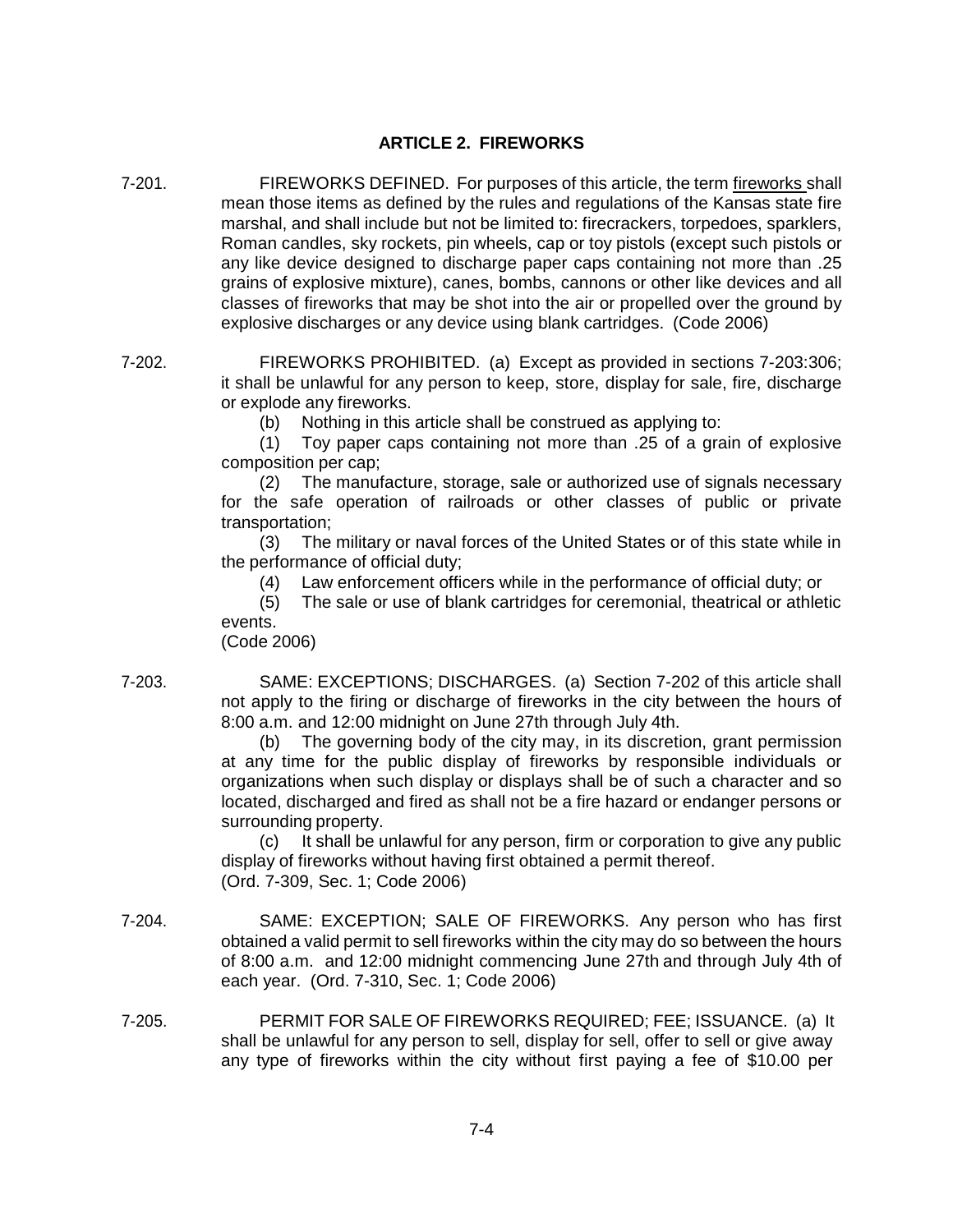## ARTICLE 2. FIREWORKS

7-201. FIREWORKS DEFINED. For purposes of this article, the term <u>fireworks</u> shall mean those items as defined by the rules and regulations of the Kansas state fire marshal, and shall include but not be limited to: firecrackers, torpedoes, sparklers, Roman candles, sky rockets, pin wheels, cap or toy pistols (except such pistols or any like device designed to discharge paper caps containing not more than .25 grains of explosive mixture), canes, bombs, cannons or other like devices and all classes of fireworks that may be shot into the air or propelled over the ground by explosive discharges or any device using blank cartridges. (Code 2006)

7-202. FIREWORKS PROHIBITED. (a) Except as provided in sections 7-203:306; it shall be unlawful for any person to keep, store, display for sale, fire, discharge or explode any fireworks.

(b) Nothing in this article shall be construed as applying to:

(1) Toy paper caps containing not more than .25 of a grain of explosive composition per cap;

(2) The manufacture, storage, sale or authorized use of signals necessary for the safe operation of railroads or other classes of public or private transportation;

(3) The military or naval forces of the United States or of this state while in the performance of official duty;

(4) Law enforcement officers while in the performance of official duty; or

(5) The sale or use of blank cartridges for ceremonial, theatrical or athletic events.

(Code 2006)

7-203. SAME: EXCEPTIONS; DISCHARGES. (a) Section 7-202 of this article shall not apply to the firing or discharge of fireworks in the city between the hours of 8:00 a.m. and 12:00 midnight on June 27th through July 4th.

(b) The governing body of the city may, in its discretion, grant permission at any time for the public display of fireworks by responsible individuals or organizations when such display or displays shall be of such a character and so located, discharged and fired as shall not be a fire hazard or endanger persons or surrounding property.

(c) It shall be unlawful for any person, firm or corporation to give any public display of fireworks without having first obtained a permit thereof.

(Ord. 7-309, Sec. 1; Code 2006)

7-204. SAME: EXCEPTION; SALE OF FIREWORKS. Any person who has first obtained a valid permit to sell fireworks within the city may do so between the hours of 8:00 a.m. and 12:00 midnight commencing June 27th and through July 4th of each year. (Ord. 7-310, Sec. 1; Code 2006)

7-205. PERMIT FOR SALE OF FIREWORKS REQUIRED; FEE; ISSUANCE. (a) It shall be unlawful for any person to sell, display for sell, offer to sell or give away any type of fireworks within the city without first paying a fee of $10.00 per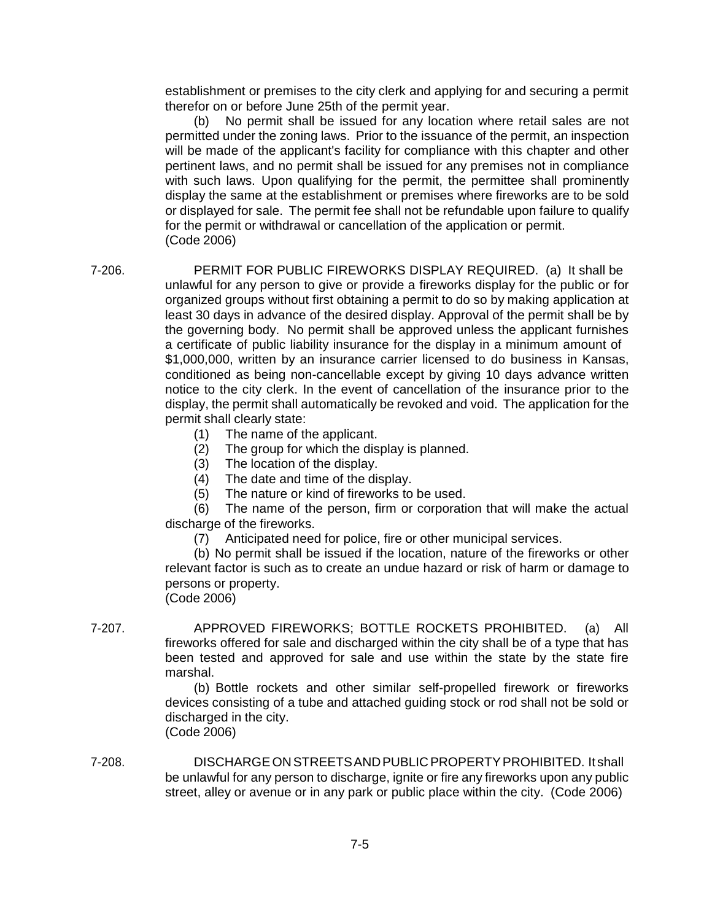establishment or premises to the city clerk and applying for and securing a permit therefor on or before June 25th of the permit year.

(b) No permit shall be issued for any location where retail sales are not permitted under the zoning laws. Prior to the issuance of the permit, an inspection will be made of the applicant's facility for compliance with this chapter and other pertinent laws, and no permit shall be issued for any premises not in compliance with such laws. Upon qualifying for the permit, the permittee shall prominently display the same at the establishment or premises where fireworks are to be sold or displayed for sale. The permit fee shall not be refundable upon failure to qualify for the permit or withdrawal or cancellation of the application or permit.
(Code 2006)

7-206. PERMIT FOR PUBLIC FIREWORKS DISPLAY REQUIRED. (a) It shall be unlawful for any person to give or provide a fireworks display for the public or for organized groups without first obtaining a permit to do so by making application at least 30 days in advance of the desired display. Approval of the permit shall be by the governing body. No permit shall be approved unless the applicant furnishes a certificate of public liability insurance for the display in a minimum amount of $1,000,000, written by an insurance carrier licensed to do business in Kansas, conditioned as being non-cancellable except by giving 10 days advance written notice to the city clerk. In the event of cancellation of the insurance prior to the display, the permit shall automatically be revoked and void. The application for the permit shall clearly state:

(1) The name of the applicant.

(2) The group for which the display is planned.

(3) The location of the display.

(4) The date and time of the display.

(5) The nature or kind of fireworks to be used.

(6) The name of the person, firm or corporation that will make the actual discharge of the fireworks.

(7) Anticipated need for police, fire or other municipal services.

(b) No permit shall be issued if the location, nature of the fireworks or other relevant factor is such as to create an undue hazard or risk of harm or damage to persons or property.
(Code 2006)

7-207. APPROVED FIREWORKS; BOTTLE ROCKETS PROHIBITED. (a) All fireworks offered for sale and discharged within the city shall be of a type that has been tested and approved for sale and use within the state by the state fire marshal.

(b) Bottle rockets and other similar self-propelled firework or fireworks devices consisting of a tube and attached guiding stock or rod shall not be sold or discharged in the city.
(Code 2006)

7-208. DISCHARGE ON STREETS AND PUBLIC PROPERTY PROHIBITED. It shall be unlawful for any person to discharge, ignite or fire any fireworks upon any public street, alley or avenue or in any park or public place within the city. (Code 2006)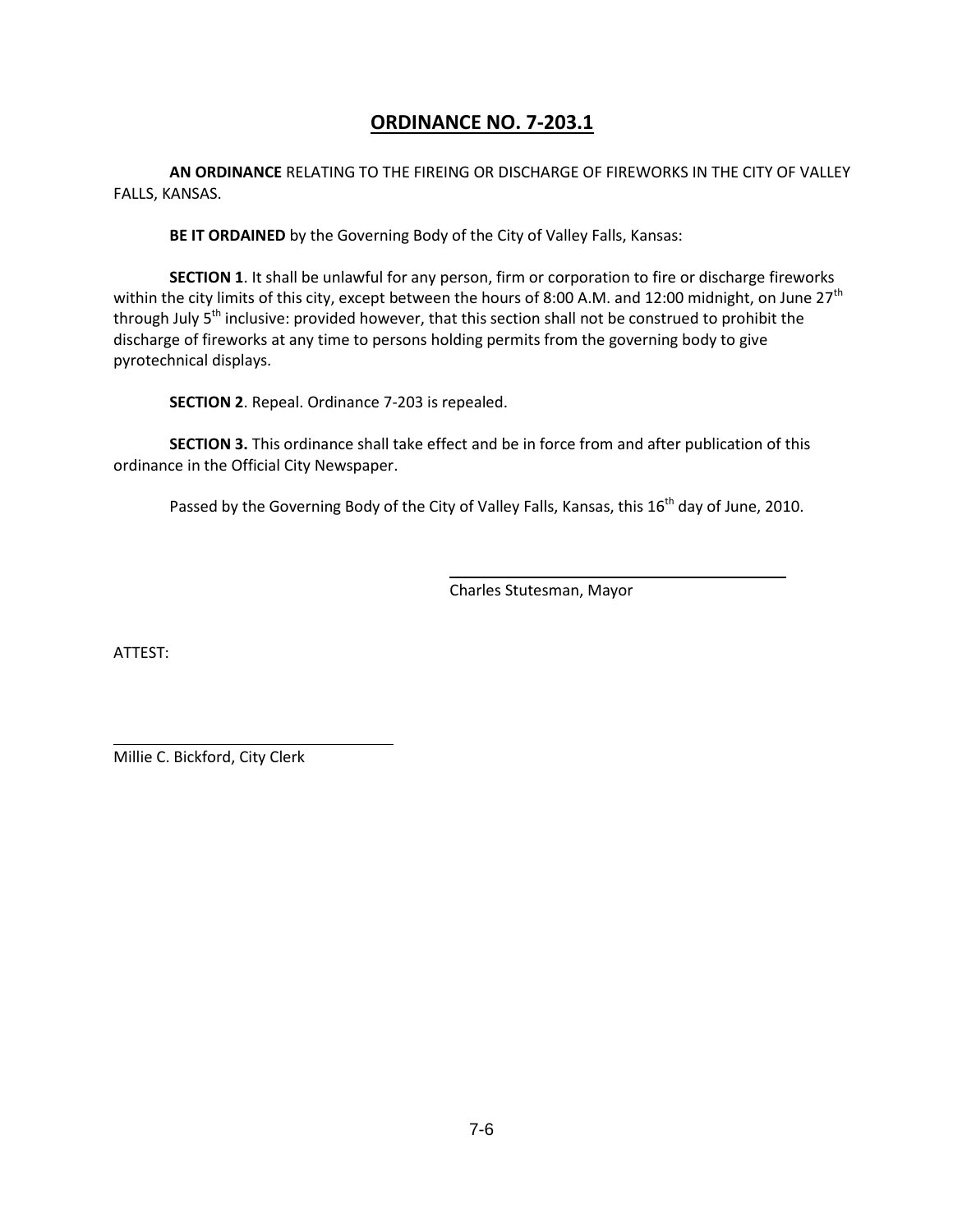# ORDINANCE NO. 7-203.1

**AN ORDINANCE** RELATING TO THE FIREING OR DISCHARGE OF FIREWORKS IN THE CITY OF VALLEY FALLS, KANSAS.

**BE IT ORDAINED** by the Governing Body of the City of Valley Falls, Kansas:

**SECTION 1**. It shall be unlawful for any person, firm or corporation to fire or discharge fireworks within the city limits of this city, except between the hours of 8:00 A.M. and 12:00 midnight, on June 27th through July 5th inclusive: provided however, that this section shall not be construed to prohibit the discharge of fireworks at any time to persons holding permits from the governing body to give pyrotechnical displays.

**SECTION 2**. Repeal. Ordinance 7-203 is repealed.

**SECTION 3.** This ordinance shall take effect and be in force from and after publication of this ordinance in the Official City Newspaper.

Passed by the Governing Body of the City of Valley Falls, Kansas, this 16th day of June, 2010.

Charles Stutesman, Mayor

ATTEST:

Millie C. Bickford, City Clerk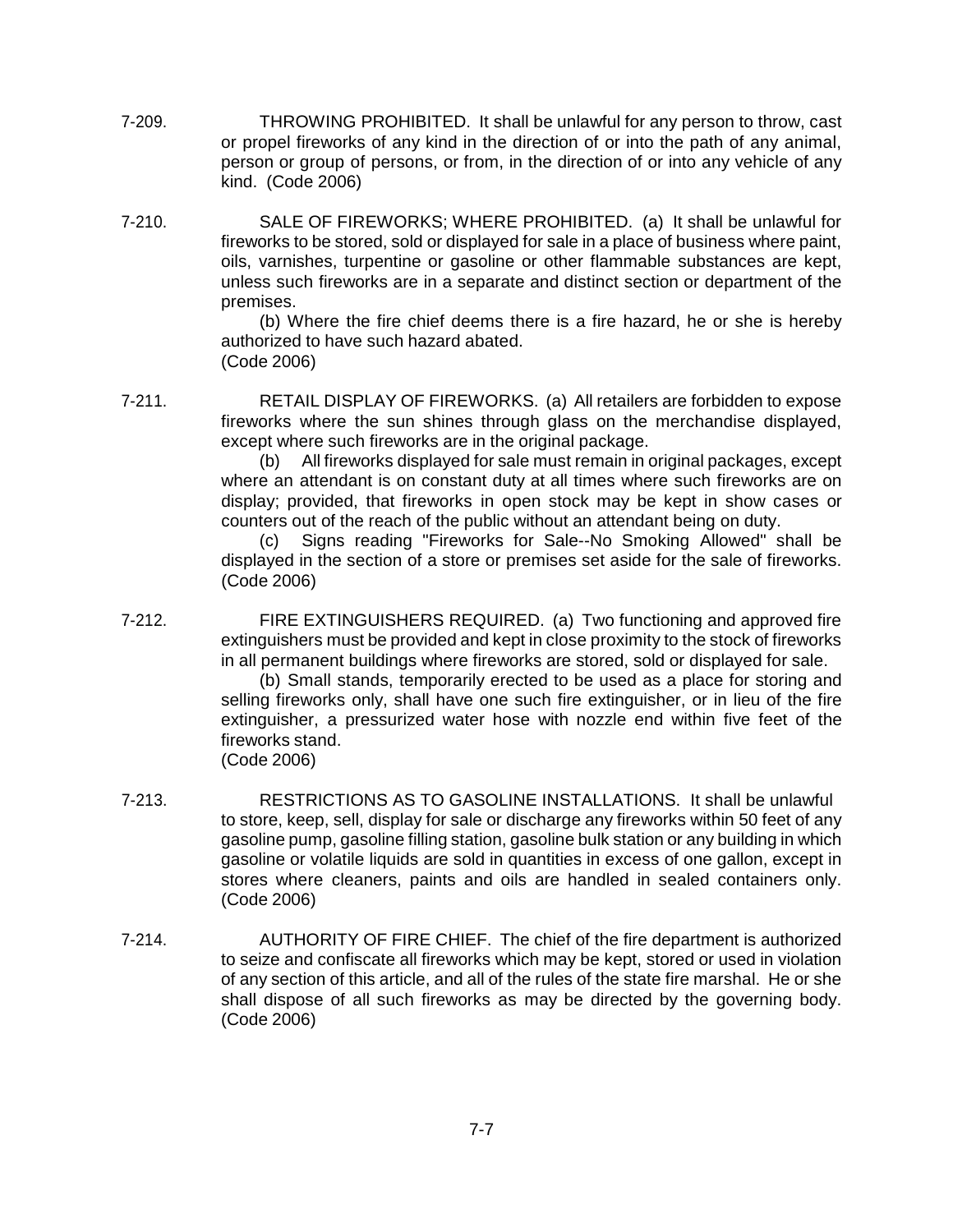7-209. THROWING PROHIBITED. It shall be unlawful for any person to throw, cast or propel fireworks of any kind in the direction of or into the path of any animal, person or group of persons, or from, in the direction of or into any vehicle of any kind. (Code 2006)

7-210. SALE OF FIREWORKS; WHERE PROHIBITED. (a) It shall be unlawful for fireworks to be stored, sold or displayed for sale in a place of business where paint, oils, varnishes, turpentine or gasoline or other flammable substances are kept, unless such fireworks are in a separate and distinct section or department of the premises.

(b) Where the fire chief deems there is a fire hazard, he or she is hereby authorized to have such hazard abated.
(Code 2006)

7-211. RETAIL DISPLAY OF FIREWORKS. (a) All retailers are forbidden to expose fireworks where the sun shines through glass on the merchandise displayed, except where such fireworks are in the original package.

(b) All fireworks displayed for sale must remain in original packages, except where an attendant is on constant duty at all times where such fireworks are on display; provided, that fireworks in open stock may be kept in show cases or counters out of the reach of the public without an attendant being on duty.

(c) Signs reading "Fireworks for Sale--No Smoking Allowed" shall be displayed in the section of a store or premises set aside for the sale of fireworks.
(Code 2006)

7-212. FIRE EXTINGUISHERS REQUIRED. (a) Two functioning and approved fire extinguishers must be provided and kept in close proximity to the stock of fireworks in all permanent buildings where fireworks are stored, sold or displayed for sale.

(b) Small stands, temporarily erected to be used as a place for storing and selling fireworks only, shall have one such fire extinguisher, or in lieu of the fire extinguisher, a pressurized water hose with nozzle end within five feet of the fireworks stand.
(Code 2006)

7-213. RESTRICTIONS AS TO GASOLINE INSTALLATIONS. It shall be unlawful to store, keep, sell, display for sale or discharge any fireworks within 50 feet of any gasoline pump, gasoline filling station, gasoline bulk station or any building in which gasoline or volatile liquids are sold in quantities in excess of one gallon, except in stores where cleaners, paints and oils are handled in sealed containers only.
(Code 2006)

7-214. AUTHORITY OF FIRE CHIEF. The chief of the fire department is authorized to seize and confiscate all fireworks which may be kept, stored or used in violation of any section of this article, and all of the rules of the state fire marshal. He or she shall dispose of all such fireworks as may be directed by the governing body.
(Code 2006)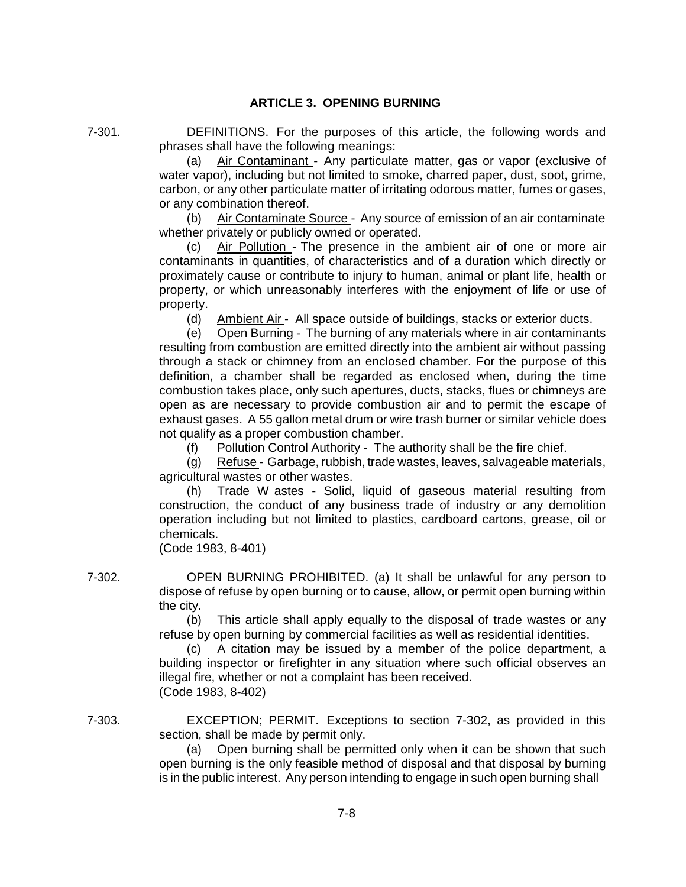## ARTICLE 3. OPENING BURNING

7-301. DEFINITIONS. For the purposes of this article, the following words and phrases shall have the following meanings:

(a) Air Contaminant - Any particulate matter, gas or vapor (exclusive of water vapor), including but not limited to smoke, charred paper, dust, soot, grime, carbon, or any other particulate matter of irritating odorous matter, fumes or gases, or any combination thereof.

(b) Air Contaminate Source - Any source of emission of an air contaminate whether privately or publicly owned or operated.

(c) Air Pollution - The presence in the ambient air of one or more air contaminants in quantities, of characteristics and of a duration which directly or proximately cause or contribute to injury to human, animal or plant life, health or property, or which unreasonably interferes with the enjoyment of life or use of property.

(d) Ambient Air - All space outside of buildings, stacks or exterior ducts.

(e) Open Burning - The burning of any materials where in air contaminants resulting from combustion are emitted directly into the ambient air without passing through a stack or chimney from an enclosed chamber. For the purpose of this definition, a chamber shall be regarded as enclosed when, during the time combustion takes place, only such apertures, ducts, stacks, flues or chimneys are open as are necessary to provide combustion air and to permit the escape of exhaust gases. A 55 gallon metal drum or wire trash burner or similar vehicle does not qualify as a proper combustion chamber.

(f) Pollution Control Authority - The authority shall be the fire chief.

(g) Refuse - Garbage, rubbish, trade wastes, leaves, salvageable materials, agricultural wastes or other wastes.

(h) Trade W astes - Solid, liquid of gaseous material resulting from construction, the conduct of any business trade of industry or any demolition operation including but not limited to plastics, cardboard cartons, grease, oil or chemicals.

(Code 1983, 8-401)

7-302. OPEN BURNING PROHIBITED. (a) It shall be unlawful for any person to dispose of refuse by open burning or to cause, allow, or permit open burning within the city.

(b) This article shall apply equally to the disposal of trade wastes or any refuse by open burning by commercial facilities as well as residential identities.

(c) A citation may be issued by a member of the police department, a building inspector or firefighter in any situation where such official observes an illegal fire, whether or not a complaint has been received.

(Code 1983, 8-402)

7-303. EXCEPTION; PERMIT. Exceptions to section 7-302, as provided in this section, shall be made by permit only.

(a) Open burning shall be permitted only when it can be shown that such open burning is the only feasible method of disposal and that disposal by burning is in the public interest. Any person intending to engage in such open burning shall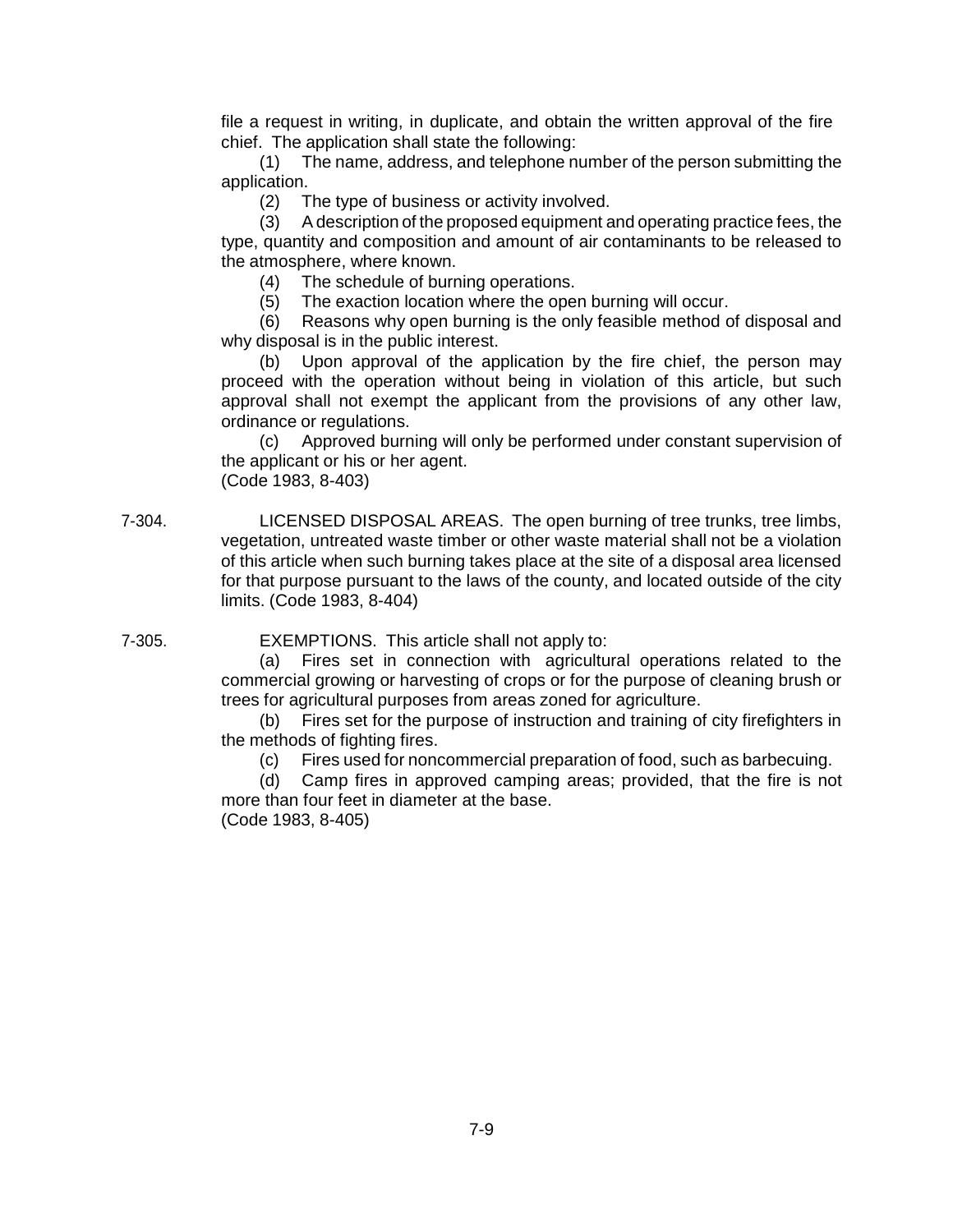file a request in writing, in duplicate, and obtain the written approval of the fire chief. The application shall state the following:

(1) The name, address, and telephone number of the person submitting the application.

(2) The type of business or activity involved.

(3) A description of the proposed equipment and operating practice fees, the type, quantity and composition and amount of air contaminants to be released to the atmosphere, where known.

(4) The schedule of burning operations.

(5) The exaction location where the open burning will occur.

(6) Reasons why open burning is the only feasible method of disposal and why disposal is in the public interest.

(b) Upon approval of the application by the fire chief, the person may proceed with the operation without being in violation of this article, but such approval shall not exempt the applicant from the provisions of any other law, ordinance or regulations.

(c) Approved burning will only be performed under constant supervision of the applicant or his or her agent.

(Code 1983, 8-403)

7-304. LICENSED DISPOSAL AREAS. The open burning of tree trunks, tree limbs, vegetation, untreated waste timber or other waste material shall not be a violation of this article when such burning takes place at the site of a disposal area licensed for that purpose pursuant to the laws of the county, and located outside of the city limits. (Code 1983, 8-404)

7-305. EXEMPTIONS. This article shall not apply to:

(a) Fires set in connection with agricultural operations related to the commercial growing or harvesting of crops or for the purpose of cleaning brush or trees for agricultural purposes from areas zoned for agriculture.

(b) Fires set for the purpose of instruction and training of city firefighters in the methods of fighting fires.

(c) Fires used for noncommercial preparation of food, such as barbecuing.

(d) Camp fires in approved camping areas; provided, that the fire is not more than four feet in diameter at the base.

(Code 1983, 8-405)